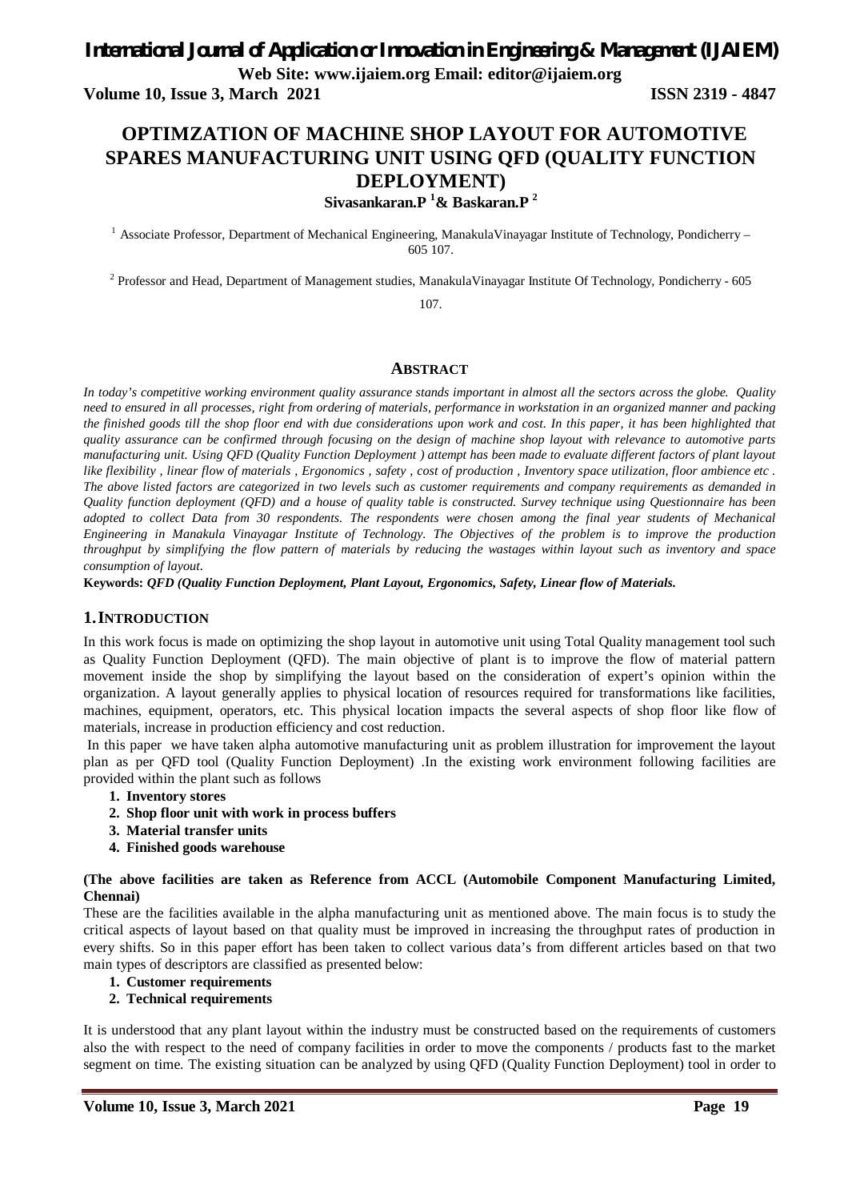# OPTIMZATION OF MACHINE SHOP LAYOUT FOR AUTOMOTIVE SPARES MANUFACTURING UNIT USING QFD (QUALITY FUNCTION DEPLOYMENT)

**Sivasankaran.P [1] & Baskaran.P [2]**

[1] Associate Professor, Department of Mechanical Engineering, ManakulaVinayagar Institute of Technology, Pondicherry – 605 107.

[2] Professor and Head, Department of Management studies, ManakulaVinayagar Institute Of Technology, Pondicherry - 605 107.

## ABSTRACT

*In today's competitive working environment quality assurance stands important in almost all the sectors across the globe. Quality need to ensured in all processes, right from ordering of materials, performance in workstation in an organized manner and packing the finished goods till the shop floor end with due considerations upon work and cost. In this paper, it has been highlighted that quality assurance can be confirmed through focusing on the design of machine shop layout with relevance to automotive parts manufacturing unit. Using QFD (Quality Function Deployment ) attempt has been made to evaluate different factors of plant layout like flexibility , linear flow of materials , Ergonomics , safety , cost of production , Inventory space utilization, floor ambience etc . The above listed factors are categorized in two levels such as customer requirements and company requirements as demanded in Quality function deployment (QFD) and a house of quality table is constructed. Survey technique using Questionnaire has been adopted to collect Data from 30 respondents. The respondents were chosen among the final year students of Mechanical Engineering in Manakula Vinayagar Institute of Technology. The Objectives of the problem is to improve the production throughput by simplifying the flow pattern of materials by reducing the wastages within layout such as inventory and space consumption of layout.*

**Keywords:** ***QFD (Quality Function Deployment, Plant Layout, Ergonomics, Safety, Linear flow of Materials.***

## 1. INTRODUCTION

In this work focus is made on optimizing the shop layout in automotive unit using Total Quality management tool such as Quality Function Deployment (QFD). The main objective of plant is to improve the flow of material pattern movement inside the shop by simplifying the layout based on the consideration of expert's opinion within the organization. A layout generally applies to physical location of resources required for transformations like facilities, machines, equipment, operators, etc. This physical location impacts the several aspects of shop floor like flow of materials, increase in production efficiency and cost reduction.

In this paper we have taken alpha automotive manufacturing unit as problem illustration for improvement the layout plan as per QFD tool (Quality Function Deployment) .In the existing work environment following facilities are provided within the plant such as follows

1. **Inventory stores**
2. **Shop floor unit with work in process buffers**
3. **Material transfer units**
4. **Finished goods warehouse**

**(The above facilities are taken as Reference from ACCL (Automobile Component Manufacturing Limited, Chennai)**

These are the facilities available in the alpha manufacturing unit as mentioned above. The main focus is to study the critical aspects of layout based on that quality must be improved in increasing the throughput rates of production in every shifts. So in this paper effort has been taken to collect various data's from different articles based on that two main types of descriptors are classified as presented below:

1. **Customer requirements**
2. **Technical requirements**

It is understood that any plant layout within the industry must be constructed based on the requirements of customers also the with respect to the need of company facilities in order to move the components / products fast to the market segment on time. The existing situation can be analyzed by using QFD (Quality Function Deployment) tool in order to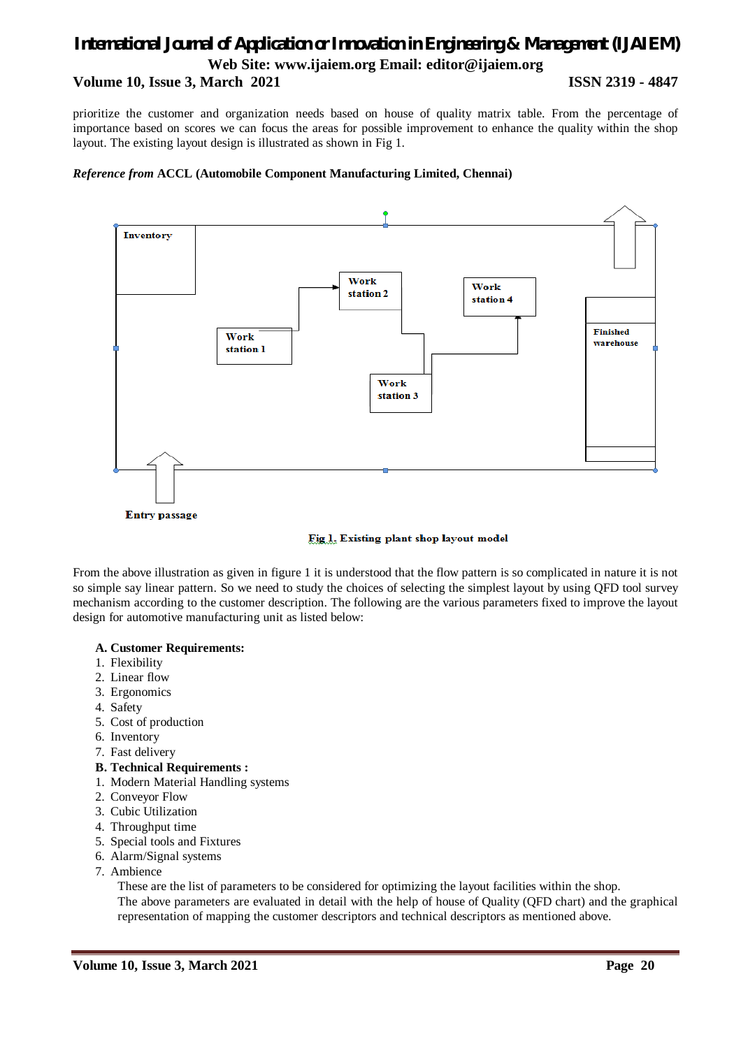prioritize the customer and organization needs based on house of quality matrix table. From the percentage of importance based on scores we can focus the areas for possible improvement to enhance the quality within the shop layout. The existing layout design is illustrated as shown in Fig 1.

*Reference from* **ACCL (Automobile Component Manufacturing Limited, Chennai)**

Inventory

Work station 1

Work station 2

Work station 3

Work station 4

Finished warehouse

Entry passage

**Fig 1. Existing plant shop layout model**

From the above illustration as given in figure 1 it is understood that the flow pattern is so complicated in nature it is not so simple say linear pattern. So we need to study the choices of selecting the simplest layout by using QFD tool survey mechanism according to the customer description. The following are the various parameters fixed to improve the layout design for automotive manufacturing unit as listed below:

**A. Customer Requirements:**

1. Flexibility
2. Linear flow
3. Ergonomics
4. Safety
5. Cost of production
6. Inventory
7. Fast delivery

**B. Technical Requirements :**

1. Modern Material Handling systems
2. Conveyor Flow
3. Cubic Utilization
4. Throughput time
5. Special tools and Fixtures
6. Alarm/Signal systems
7. Ambience

These are the list of parameters to be considered for optimizing the layout facilities within the shop.

The above parameters are evaluated in detail with the help of house of Quality (QFD chart) and the graphical representation of mapping the customer descriptors and technical descriptors as mentioned above.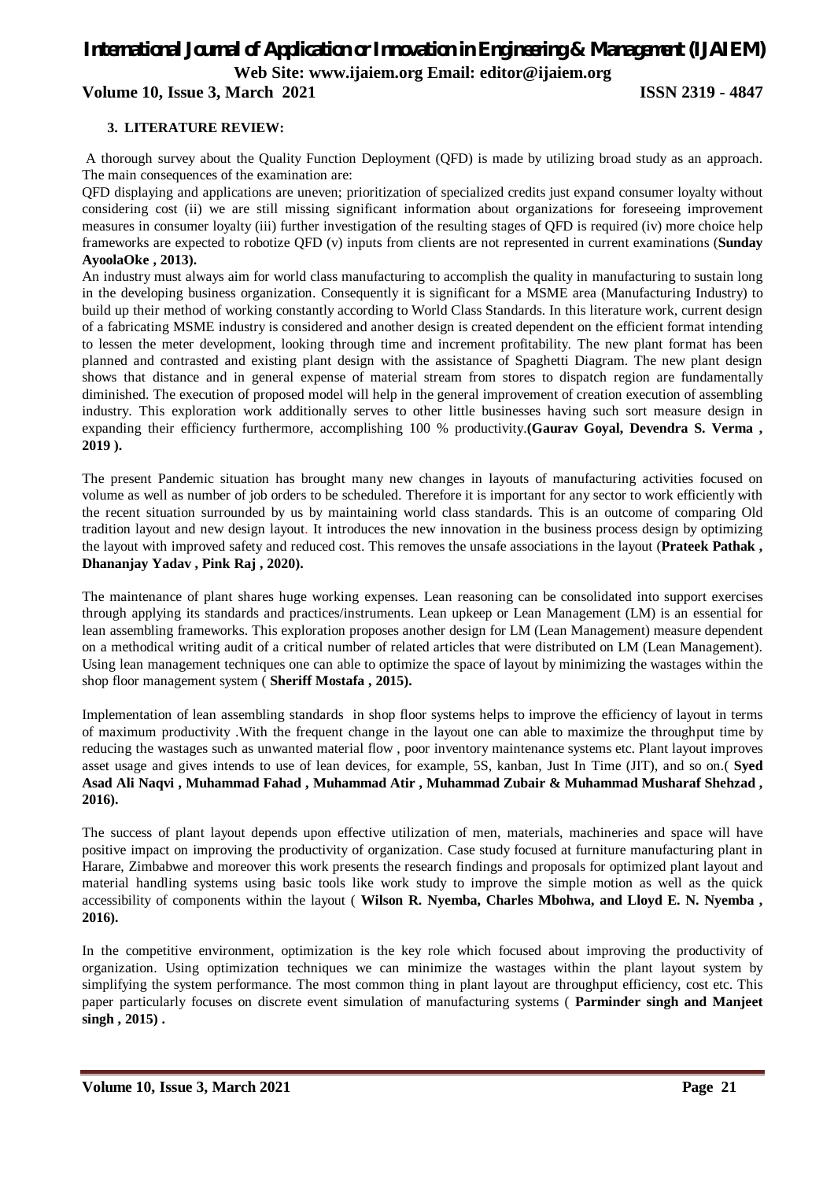## 3. LITERATURE REVIEW:

A thorough survey about the Quality Function Deployment (QFD) is made by utilizing broad study as an approach. The main consequences of the examination are:

QFD displaying and applications are uneven; prioritization of specialized credits just expand consumer loyalty without considering cost (ii) we are still missing significant information about organizations for foreseeing improvement measures in consumer loyalty (iii) further investigation of the resulting stages of QFD is required (iv) more choice help frameworks are expected to robotize QFD (v) inputs from clients are not represented in current examinations (**Sunday AyoolaOke , 2013).**

An industry must always aim for world class manufacturing to accomplish the quality in manufacturing to sustain long in the developing business organization. Consequently it is significant for a MSME area (Manufacturing Industry) to build up their method of working constantly according to World Class Standards. In this literature work, current design of a fabricating MSME industry is considered and another design is created dependent on the efficient format intending to lessen the meter development, looking through time and increment profitability. The new plant format has been planned and contrasted and existing plant design with the assistance of Spaghetti Diagram. The new plant design shows that distance and in general expense of material stream from stores to dispatch region are fundamentally diminished. The execution of proposed model will help in the general improvement of creation execution of assembling industry. This exploration work additionally serves to other little businesses having such sort measure design in expanding their efficiency furthermore, accomplishing 100 % productivity.**(Gaurav Goyal, Devendra S. Verma , 2019 ).**

The present Pandemic situation has brought many new changes in layouts of manufacturing activities focused on volume as well as number of job orders to be scheduled. Therefore it is important for any sector to work efficiently with the recent situation surrounded by us by maintaining world class standards. This is an outcome of comparing Old tradition layout and new design layout. It introduces the new innovation in the business process design by optimizing the layout with improved safety and reduced cost. This removes the unsafe associations in the layout (**Prateek Pathak , Dhananjay Yadav , Pink Raj , 2020).**

The maintenance of plant shares huge working expenses. Lean reasoning can be consolidated into support exercises through applying its standards and practices/instruments. Lean upkeep or Lean Management (LM) is an essential for lean assembling frameworks. This exploration proposes another design for LM (Lean Management) measure dependent on a methodical writing audit of a critical number of related articles that were distributed on LM (Lean Management). Using lean management techniques one can able to optimize the space of layout by minimizing the wastages within the shop floor management system ( **Sheriff Mostafa , 2015).**

Implementation of lean assembling standards in shop floor systems helps to improve the efficiency of layout in terms of maximum productivity .With the frequent change in the layout one can able to maximize the throughput time by reducing the wastages such as unwanted material flow , poor inventory maintenance systems etc. Plant layout improves asset usage and gives intends to use of lean devices, for example, 5S, kanban, Just In Time (JIT), and so on.( **Syed Asad Ali Naqvi , Muhammad Fahad , Muhammad Atir , Muhammad Zubair & Muhammad Musharaf Shehzad , 2016).**

The success of plant layout depends upon effective utilization of men, materials, machineries and space will have positive impact on improving the productivity of organization. Case study focused at furniture manufacturing plant in Harare, Zimbabwe and moreover this work presents the research findings and proposals for optimized plant layout and material handling systems using basic tools like work study to improve the simple motion as well as the quick accessibility of components within the layout ( **Wilson R. Nyemba, Charles Mbohwa, and Lloyd E. N. Nyemba , 2016).**

In the competitive environment, optimization is the key role which focused about improving the productivity of organization. Using optimization techniques we can minimize the wastages within the plant layout system by simplifying the system performance. The most common thing in plant layout are throughput efficiency, cost etc. This paper particularly focuses on discrete event simulation of manufacturing systems ( **Parminder singh and Manjeet singh , 2015) .**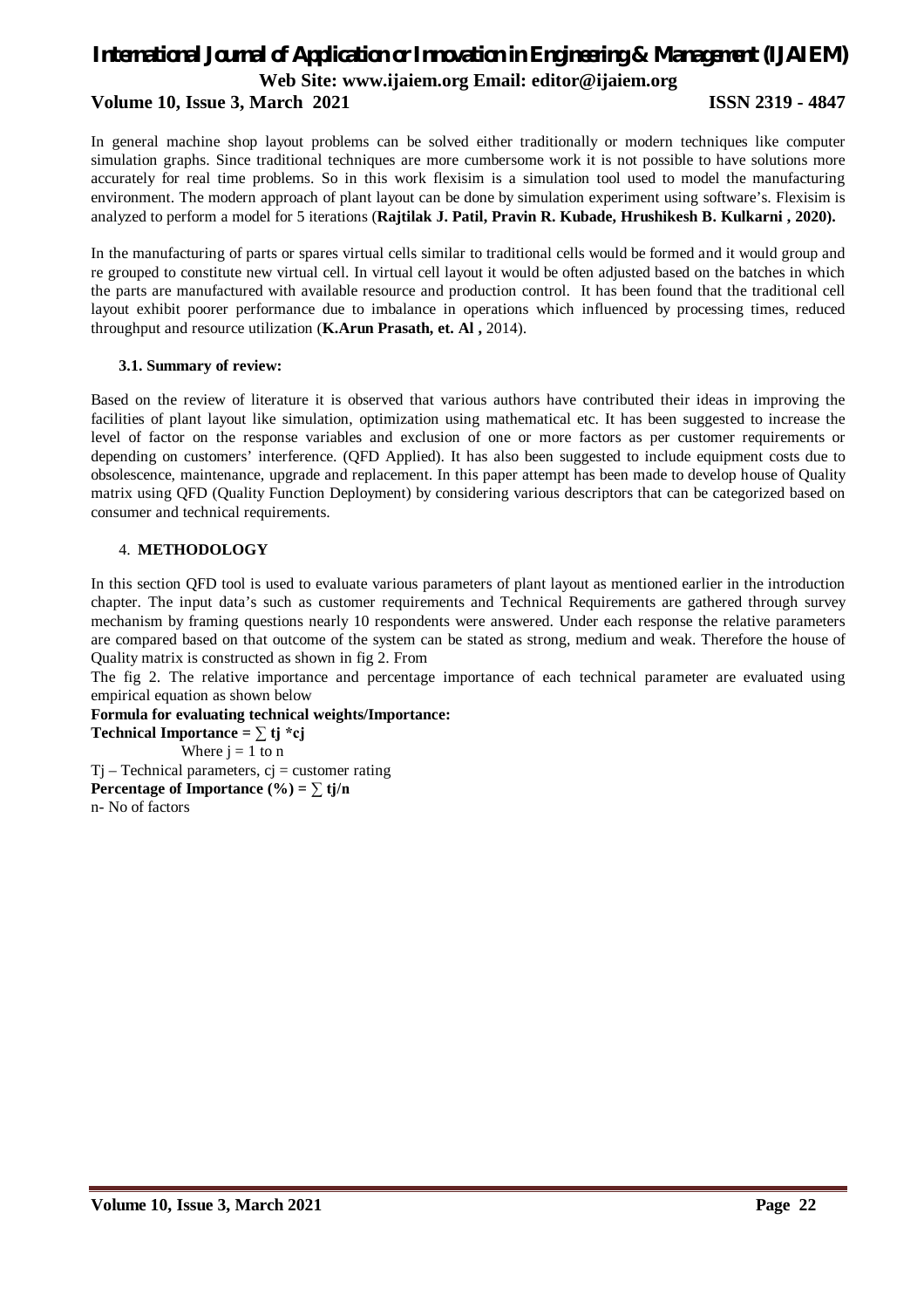In general machine shop layout problems can be solved either traditionally or modern techniques like computer simulation graphs. Since traditional techniques are more cumbersome work it is not possible to have solutions more accurately for real time problems. So in this work flexisim is a simulation tool used to model the manufacturing environment. The modern approach of plant layout can be done by simulation experiment using software's. Flexisim is analyzed to perform a model for 5 iterations (**Rajtilak J. Patil, Pravin R. Kubade, Hrushikesh B. Kulkarni , 2020).**

In the manufacturing of parts or spares virtual cells similar to traditional cells would be formed and it would group and re grouped to constitute new virtual cell. In virtual cell layout it would be often adjusted based on the batches in which the parts are manufactured with available resource and production control. It has been found that the traditional cell layout exhibit poorer performance due to imbalance in operations which influenced by processing times, reduced throughput and resource utilization (**K.Arun Prasath, et. Al ,** 2014).

### 3.1. Summary of review:

Based on the review of literature it is observed that various authors have contributed their ideas in improving the facilities of plant layout like simulation, optimization using mathematical etc. It has been suggested to increase the level of factor on the response variables and exclusion of one or more factors as per customer requirements or depending on customers' interference. (QFD Applied). It has also been suggested to include equipment costs due to obsolescence, maintenance, upgrade and replacement. In this paper attempt has been made to develop house of Quality matrix using QFD (Quality Function Deployment) by considering various descriptors that can be categorized based on consumer and technical requirements.

## 4. METHODOLOGY

In this section QFD tool is used to evaluate various parameters of plant layout as mentioned earlier in the introduction chapter. The input data's such as customer requirements and Technical Requirements are gathered through survey mechanism by framing questions nearly 10 respondents were answered. Under each response the relative parameters are compared based on that outcome of the system can be stated as strong, medium and weak. Therefore the house of Quality matrix is constructed as shown in fig 2. From

The fig 2. The relative importance and percentage importance of each technical parameter are evaluated using empirical equation as shown below

**Formula for evaluating technical weights/Importance:**

**Technical Importance =** $\sum t_j * c_j$

Where $j = 1$ to n

$T_j$ – Technical parameters, $c_j$ = customer rating

**Percentage of Importance (%) =** $\sum t_j / n$

n- No of factors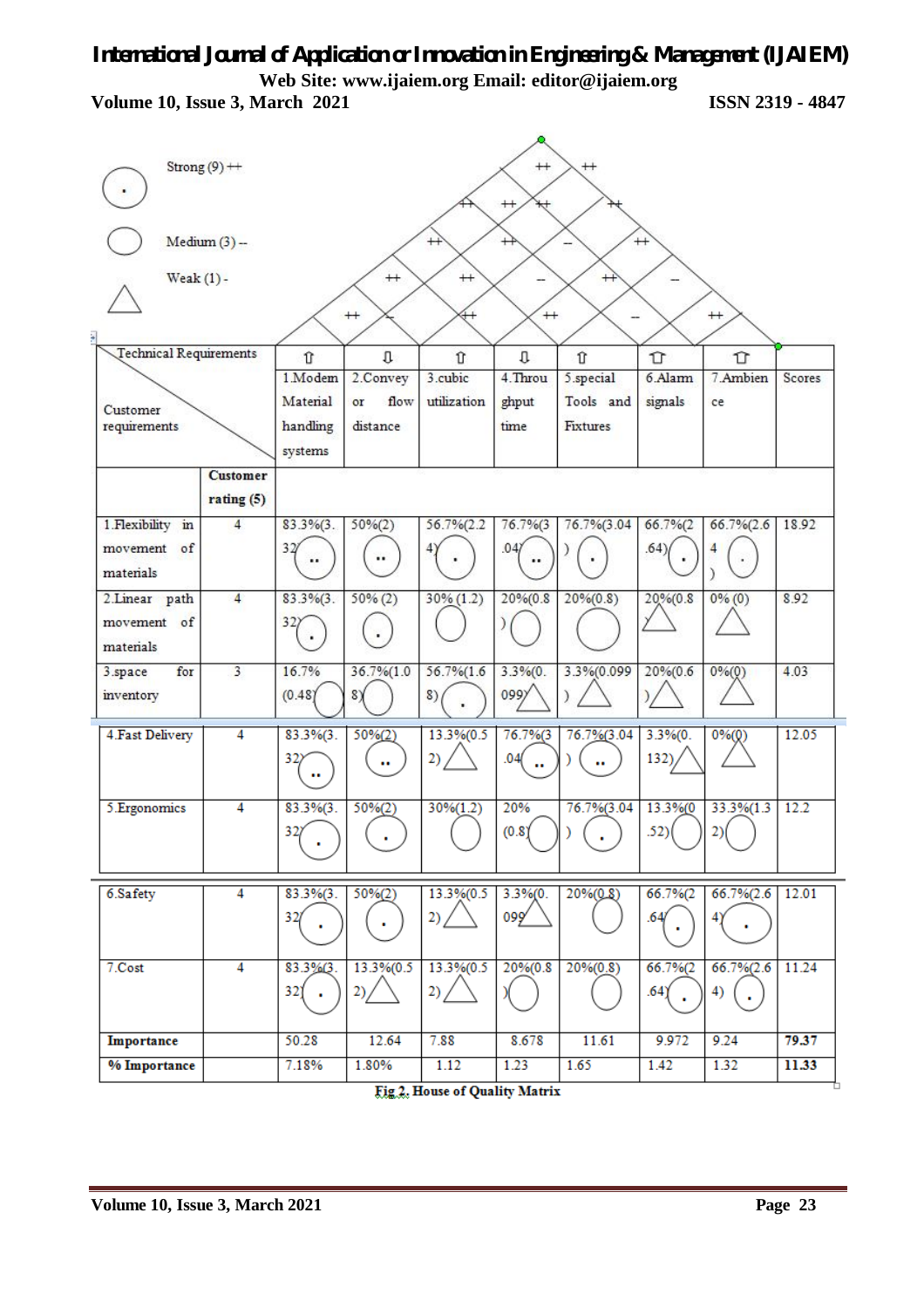Strong (9) ++

Medium (3) --

Weak (1) -

| Technical Requirements / Customer requirements | Customer rating (5) | ⇧ 1.Modem Material handling systems | ⇩ 2.Convey or flow distance | ⇧ 3.cubic utilization | ⇩ 4.Throu ghput time | ⇧ 5.special Tools and Fixtures | ⇧ 6.Alarm signals | ⇧ 7.Ambien ce | Scores |
|---|---|---|---|---|---|---|---|---|---|
| 1.Flexibility in movement of materials | 4 | 83.3%(3.32) | 50%(2) | 56.7%(2.24) | 76.7%(3.04) | 76.7%(3.04) | 66.7%(2.64) | 66.7%(2.64) | 18.92 |
| 2.Linear path movement of materials | 4 | 83.3%(3.32) | 50% (2) | 30% (1.2) | 20%(0.8) | 20%(0.8) | 20%(0.8) | 0% (0) | 8.92 |
| 3.space for inventory | 3 | 16.7% (0.48) | 36.7%(1.08) | 56.7%(1.68) | 3.3%(0.099) | 3.3%(0.099) | 20%(0.6) | 0%(0) | 4.03 |
| 4.Fast Delivery | 4 | 83.3%(3.32) | 50%(2) | 13.3%(0.52) | 76.7%(3.04) | 76.7%(3.04) | 3.3%(0.132) | 0%(0) | 12.05 |
| 5.Ergonomics | 4 | 83.3%(3.32) | 50%(2) | 30%(1.2) | 20% (0.8) | 76.7%(3.04) | 13.3%(0.52) | 33.3%(1.32) | 12.2 |
| 6.Safety | 4 | 83.3%(3.32) | 50%(2) | 13.3%(0.52) | 3.3%(0.099) | 20%(0.8) | 66.7%(2.64) | 66.7%(2.64) | 12.01 |
| 7.Cost | 4 | 83.3%(3.32) | 13.3%(0.52) | 13.3%(0.52) | 20%(0.8) | 20%(0.8) | 66.7%(2.64) | 66.7%(2.64) | 11.24 |
| **Importance** | | 50.28 | 12.64 | 7.88 | 8.678 | 11.61 | 9.972 | 9.24 | **79.37** |
| **% Importance** | | 7.18% | 1.80% | 1.12 | 1.23 | 1.65 | 1.42 | 1.32 | **11.33** |

**Fig 2. House of Quality Matrix**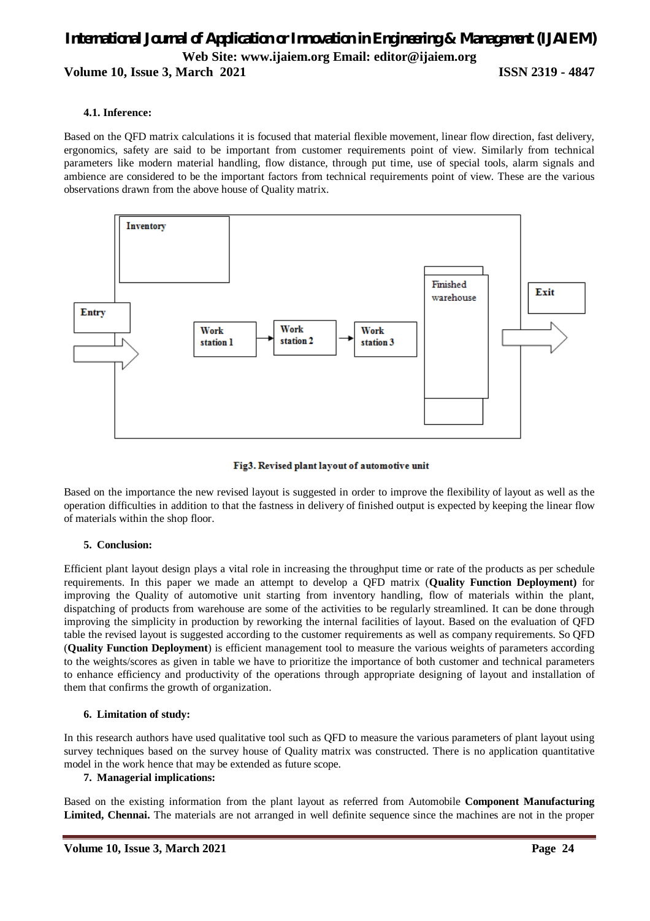#### 4.1. Inference:

Based on the QFD matrix calculations it is focused that material flexible movement, linear flow direction, fast delivery, ergonomics, safety are said to be important from customer requirements point of view. Similarly from technical parameters like modern material handling, flow distance, through put time, use of special tools, alarm signals and ambience are considered to be the important factors from technical requirements point of view. These are the various observations drawn from the above house of Quality matrix.

Inventory

Entry

Work station 1

Work station 2

Work station 3

Finished warehouse

Exit

**Fig3. Revised plant layout of automotive unit**

Based on the importance the new revised layout is suggested in order to improve the flexibility of layout as well as the operation difficulties in addition to that the fastness in delivery of finished output is expected by keeping the linear flow of materials within the shop floor.

#### 5. Conclusion:

Efficient plant layout design plays a vital role in increasing the throughput time or rate of the products as per schedule requirements. In this paper we made an attempt to develop a QFD matrix (**Quality Function Deployment)** for improving the Quality of automotive unit starting from inventory handling, flow of materials within the plant, dispatching of products from warehouse are some of the activities to be regularly streamlined. It can be done through improving the simplicity in production by reworking the internal facilities of layout. Based on the evaluation of QFD table the revised layout is suggested according to the customer requirements as well as company requirements. So QFD (**Quality Function Deployment**) is efficient management tool to measure the various weights of parameters according to the weights/scores as given in table we have to prioritize the importance of both customer and technical parameters to enhance efficiency and productivity of the operations through appropriate designing of layout and installation of them that confirms the growth of organization.

#### 6. Limitation of study:

In this research authors have used qualitative tool such as QFD to measure the various parameters of plant layout using survey techniques based on the survey house of Quality matrix was constructed. There is no application quantitative model in the work hence that may be extended as future scope.

#### 7. Managerial implications:

Based on the existing information from the plant layout as referred from Automobile **Component Manufacturing Limited, Chennai.** The materials are not arranged in well definite sequence since the machines are not in the proper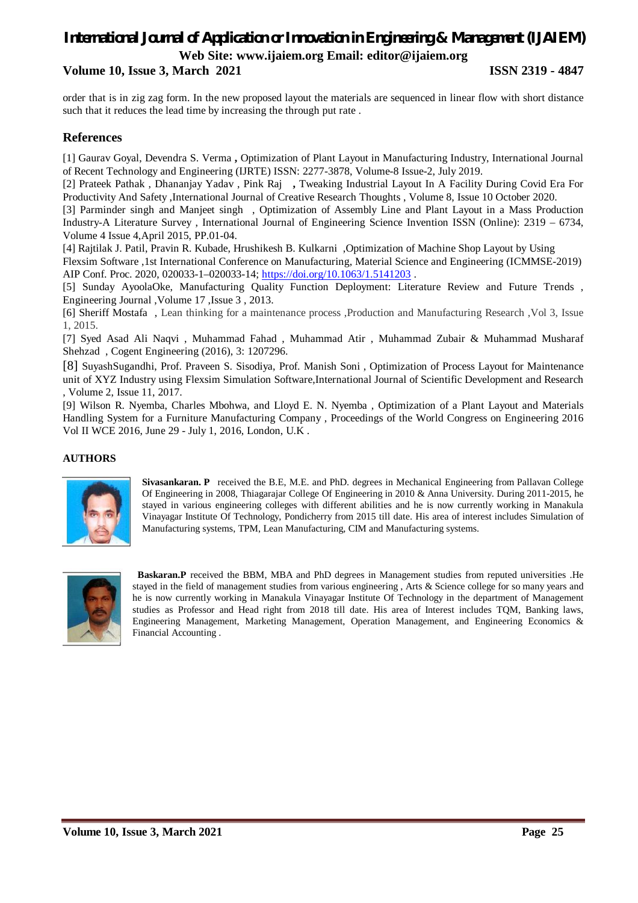order that is in zig zag form. In the new proposed layout the materials are sequenced in linear flow with short distance such that it reduces the lead time by increasing the through put rate .

## References

[1] Gaurav Goyal, Devendra S. Verma **,** Optimization of Plant Layout in Manufacturing Industry, International Journal of Recent Technology and Engineering (IJRTE) ISSN: 2277-3878, Volume-8 Issue-2, July 2019.

[2] Prateek Pathak , Dhananjay Yadav , Pink Raj **,** Tweaking Industrial Layout In A Facility During Covid Era For Productivity And Safety ,International Journal of Creative Research Thoughts , Volume 8, Issue 10 October 2020.

[3] Parminder singh and Manjeet singh , Optimization of Assembly Line and Plant Layout in a Mass Production Industry-A Literature Survey , International Journal of Engineering Science Invention ISSN (Online): 2319 – 6734, Volume 4 Issue 4,April 2015, PP.01-04.

[4] Rajtilak J. Patil, Pravin R. Kubade, Hrushikesh B. Kulkarni ,Optimization of Machine Shop Layout by Using Flexsim Software ,1st International Conference on Manufacturing, Material Science and Engineering (ICMMSE-2019) AIP Conf. Proc. 2020, 020033-1–020033-14; https://doi.org/10.1063/1.5141203 .

[5] Sunday AyoolaOke, Manufacturing Quality Function Deployment: Literature Review and Future Trends , Engineering Journal ,Volume 17 ,Issue 3 , 2013.

[6] Sheriff Mostafa , Lean thinking for a maintenance process ,Production and Manufacturing Research ,Vol 3, Issue 1, 2015.

[7] Syed Asad Ali Naqvi , Muhammad Fahad , Muhammad Atir , Muhammad Zubair & Muhammad Musharaf Shehzad , Cogent Engineering (2016), 3: 1207296.

[8] SuyashSugandhi, Prof. Praveen S. Sisodiya, Prof. Manish Soni , Optimization of Process Layout for Maintenance unit of XYZ Industry using Flexsim Simulation Software,International Journal of Scientific Development and Research , Volume 2, Issue 11, 2017.

[9] Wilson R. Nyemba, Charles Mbohwa, and Lloyd E. N. Nyemba , Optimization of a Plant Layout and Materials Handling System for a Furniture Manufacturing Company , Proceedings of the World Congress on Engineering 2016 Vol II WCE 2016, June 29 - July 1, 2016, London, U.K .

### AUTHORS

**Sivasankaran. P** received the B.E, M.E. and PhD. degrees in Mechanical Engineering from Pallavan College Of Engineering in 2008, Thiagarajar College Of Engineering in 2010 & Anna University. During 2011-2015, he stayed in various engineering colleges with different abilities and he is now currently working in Manakula Vinayagar Institute Of Technology, Pondicherry from 2015 till date. His area of interest includes Simulation of Manufacturing systems, TPM, Lean Manufacturing, CIM and Manufacturing systems.

**Baskaran.P** received the BBM, MBA and PhD degrees in Management studies from reputed universities .He stayed in the field of management studies from various engineering , Arts & Science college for so many years and he is now currently working in Manakula Vinayagar Institute Of Technology in the department of Management studies as Professor and Head right from 2018 till date. His area of Interest includes TQM, Banking laws, Engineering Management, Marketing Management, Operation Management, and Engineering Economics & Financial Accounting .